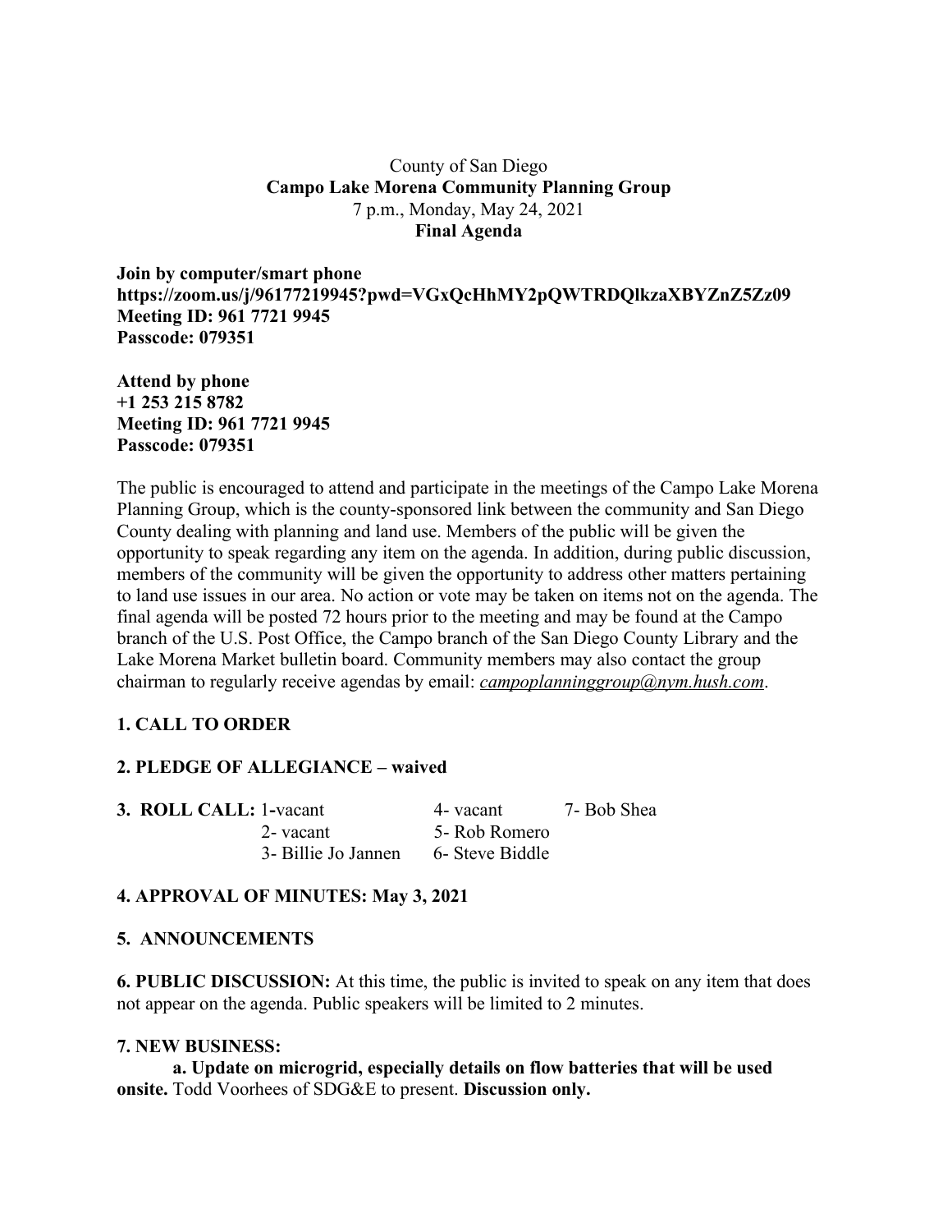County of San Diego
**Campo Lake Morena Community Planning Group**
7 p.m., Monday, May 24, 2021
**Final Agenda**

**Join by computer/smart phone**
**https://zoom.us/j/96177219945?pwd=VGxQcHhMY2pQWTRDQlkzaXBYZnZ5Zz09**
**Meeting ID: 961 7721 9945**
**Passcode: 079351**

**Attend by phone**
**+1 253 215 8782**
**Meeting ID: 961 7721 9945**
**Passcode: 079351**

The public is encouraged to attend and participate in the meetings of the Campo Lake Morena Planning Group, which is the county-sponsored link between the community and San Diego County dealing with planning and land use. Members of the public will be given the opportunity to speak regarding any item on the agenda. In addition, during public discussion, members of the community will be given the opportunity to address other matters pertaining to land use issues in our area. No action or vote may be taken on items not on the agenda. The final agenda will be posted 72 hours prior to the meeting and may be found at the Campo branch of the U.S. Post Office, the Campo branch of the San Diego County Library and the Lake Morena Market bulletin board. Community members may also contact the group chairman to regularly receive agendas by email: *campoplanninggroup@nym.hush.com*.

**1. CALL TO ORDER**

**2. PLEDGE OF ALLEGIANCE – waived**

**3. ROLL CALL:**

| | | |
|---|---|---|
| 1-vacant | 4- vacant | 7- Bob Shea |
| 2- vacant | 5- Rob Romero | |
| 3- Billie Jo Jannen | 6- Steve Biddle | |

**4. APPROVAL OF MINUTES: May 3, 2021**

**5. ANNOUNCEMENTS**

**6. PUBLIC DISCUSSION:** At this time, the public is invited to speak on any item that does not appear on the agenda. Public speakers will be limited to 2 minutes.

**7. NEW BUSINESS:**

**a. Update on microgrid, especially details on flow batteries that will be used onsite.** Todd Voorhees of SDG&E to present. **Discussion only.**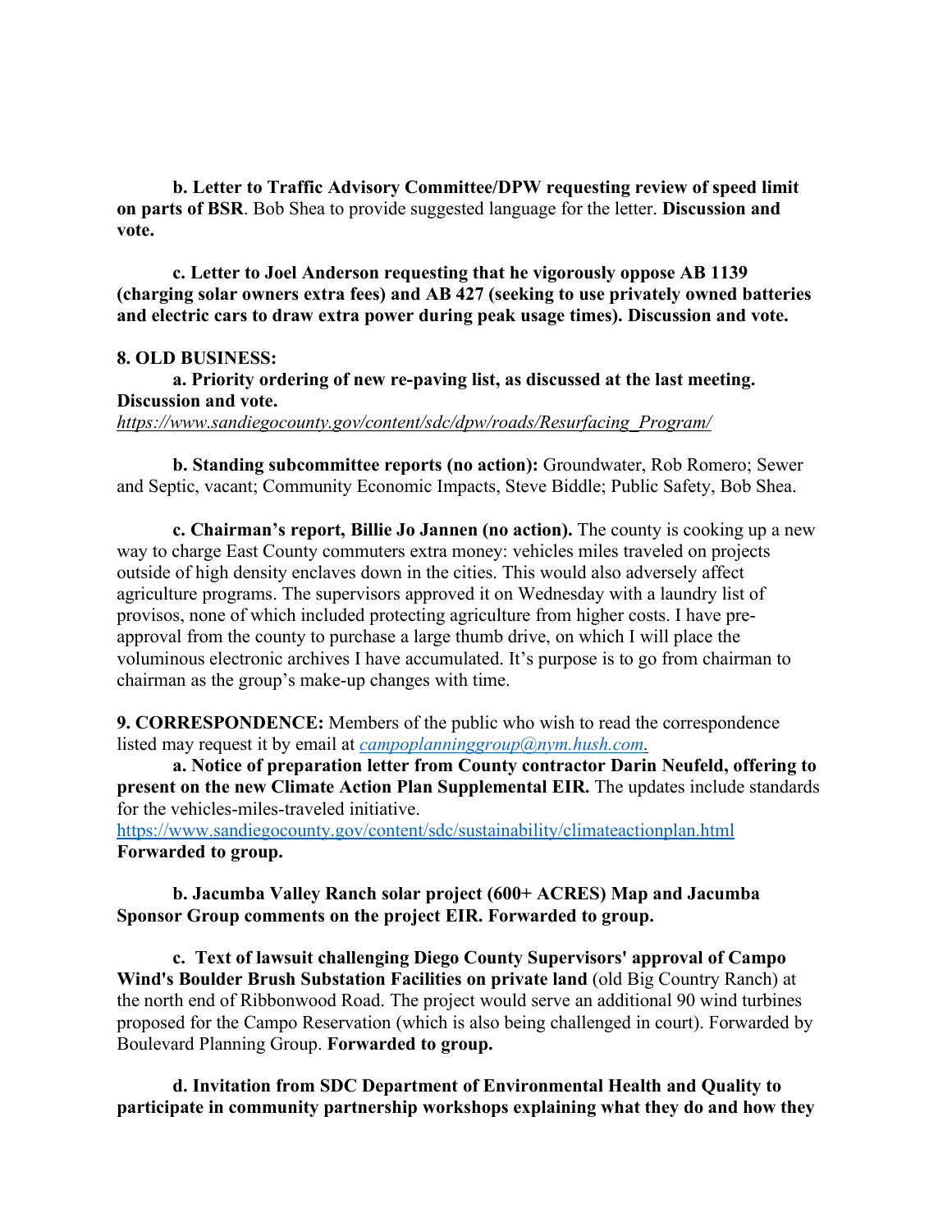**b. Letter to Traffic Advisory Committee/DPW requesting review of speed limit on parts of BSR**. Bob Shea to provide suggested language for the letter. **Discussion and vote.**

**c. Letter to Joel Anderson requesting that he vigorously oppose AB 1139 (charging solar owners extra fees) and AB 427 (seeking to use privately owned batteries and electric cars to draw extra power during peak usage times). Discussion and vote.**

**8. OLD BUSINESS:**

**a. Priority ordering of new re-paving list, as discussed at the last meeting. Discussion and vote.**
*https://www.sandiegocounty.gov/content/sdc/dpw/roads/Resurfacing_Program/*

**b. Standing subcommittee reports (no action):** Groundwater, Rob Romero; Sewer and Septic, vacant; Community Economic Impacts, Steve Biddle; Public Safety, Bob Shea.

**c. Chairman's report, Billie Jo Jannen (no action).** The county is cooking up a new way to charge East County commuters extra money: vehicles miles traveled on projects outside of high density enclaves down in the cities. This would also adversely affect agriculture programs. The supervisors approved it on Wednesday with a laundry list of provisos, none of which included protecting agriculture from higher costs. I have pre-approval from the county to purchase a large thumb drive, on which I will place the voluminous electronic archives I have accumulated. It's purpose is to go from chairman to chairman as the group's make-up changes with time.

**9. CORRESPONDENCE:** Members of the public who wish to read the correspondence listed may request it by email at *campoplanninggroup@nym.hush.com*.

**a. Notice of preparation letter from County contractor Darin Neufeld, offering to present on the new Climate Action Plan Supplemental EIR.** The updates include standards for the vehicles-miles-traveled initiative.
https://www.sandiegocounty.gov/content/sdc/sustainability/climateactionplan.html
**Forwarded to group.**

**b. Jacumba Valley Ranch solar project (600+ ACRES) Map and Jacumba Sponsor Group comments on the project EIR. Forwarded to group.**

**c. Text of lawsuit challenging Diego County Supervisors' approval of Campo Wind's Boulder Brush Substation Facilities on private land** (old Big Country Ranch) at the north end of Ribbonwood Road. The project would serve an additional 90 wind turbines proposed for the Campo Reservation (which is also being challenged in court). Forwarded by Boulevard Planning Group. **Forwarded to group.**

**d. Invitation from SDC Department of Environmental Health and Quality to participate in community partnership workshops explaining what they do and how they**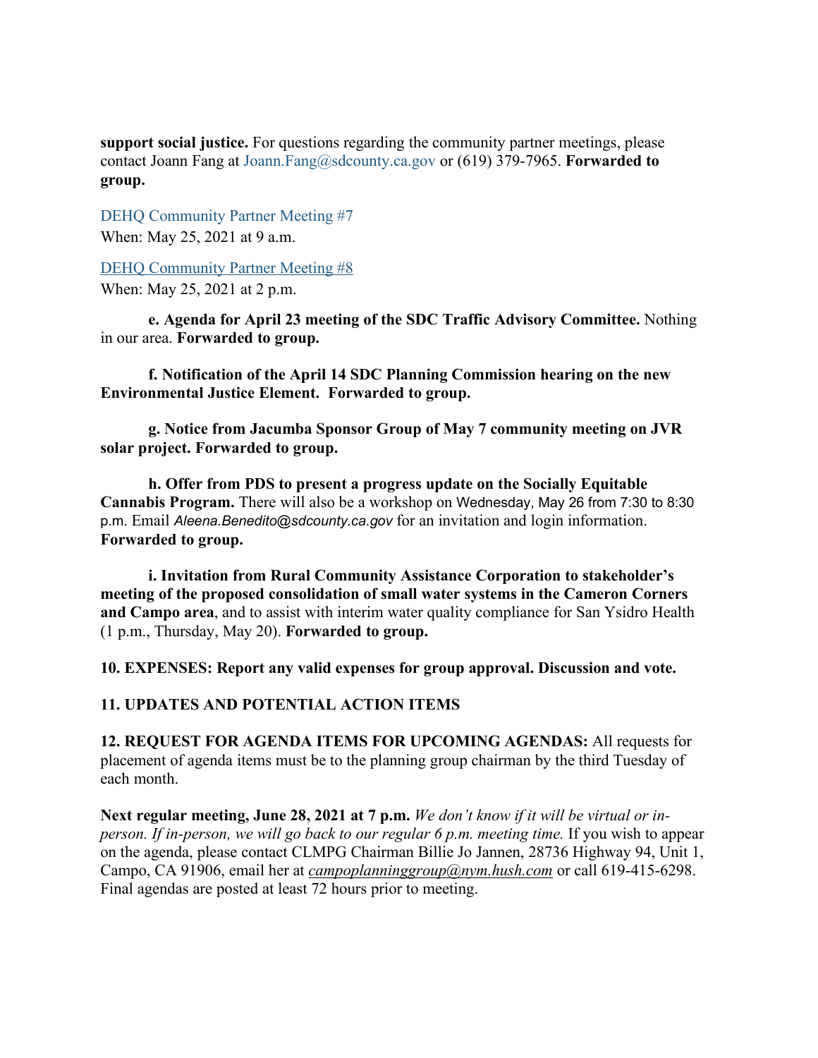**support social justice.** For questions regarding the community partner meetings, please contact Joann Fang at Joann.Fang@sdcounty.ca.gov or (619) 379-7965. **Forwarded to group.**

DEHQ Community Partner Meeting #7
When: May 25, 2021 at 9 a.m.

DEHQ Community Partner Meeting #8
When: May 25, 2021 at 2 p.m.

**e. Agenda for April 23 meeting of the SDC Traffic Advisory Committee.** Nothing in our area. **Forwarded to group.**

**f. Notification of the April 14 SDC Planning Commission hearing on the new Environmental Justice Element. Forwarded to group.**

**g. Notice from Jacumba Sponsor Group of May 7 community meeting on JVR solar project. Forwarded to group.**

**h. Offer from PDS to present a progress update on the Socially Equitable Cannabis Program.** There will also be a workshop on Wednesday, May 26 from 7:30 to 8:30 p.m. Email *Aleena.Benedito@sdcounty.ca.gov* for an invitation and login information. **Forwarded to group.**

**i. Invitation from Rural Community Assistance Corporation to stakeholder's meeting of the proposed consolidation of small water systems in the Cameron Corners and Campo area**, and to assist with interim water quality compliance for San Ysidro Health (1 p.m., Thursday, May 20). **Forwarded to group.**

**10. EXPENSES: Report any valid expenses for group approval. Discussion and vote.**

**11. UPDATES AND POTENTIAL ACTION ITEMS**

**12. REQUEST FOR AGENDA ITEMS FOR UPCOMING AGENDAS:** All requests for placement of agenda items must be to the planning group chairman by the third Tuesday of each month.

**Next regular meeting, June 28, 2021 at 7 p.m.** *We don't know if it will be virtual or in-person. If in-person, we will go back to our regular 6 p.m. meeting time.* If you wish to appear on the agenda, please contact CLMPG Chairman Billie Jo Jannen, 28736 Highway 94, Unit 1, Campo, CA 91906, email her at *campoplanninggroup@nym.hush.com* or call 619-415-6298. Final agendas are posted at least 72 hours prior to meeting.